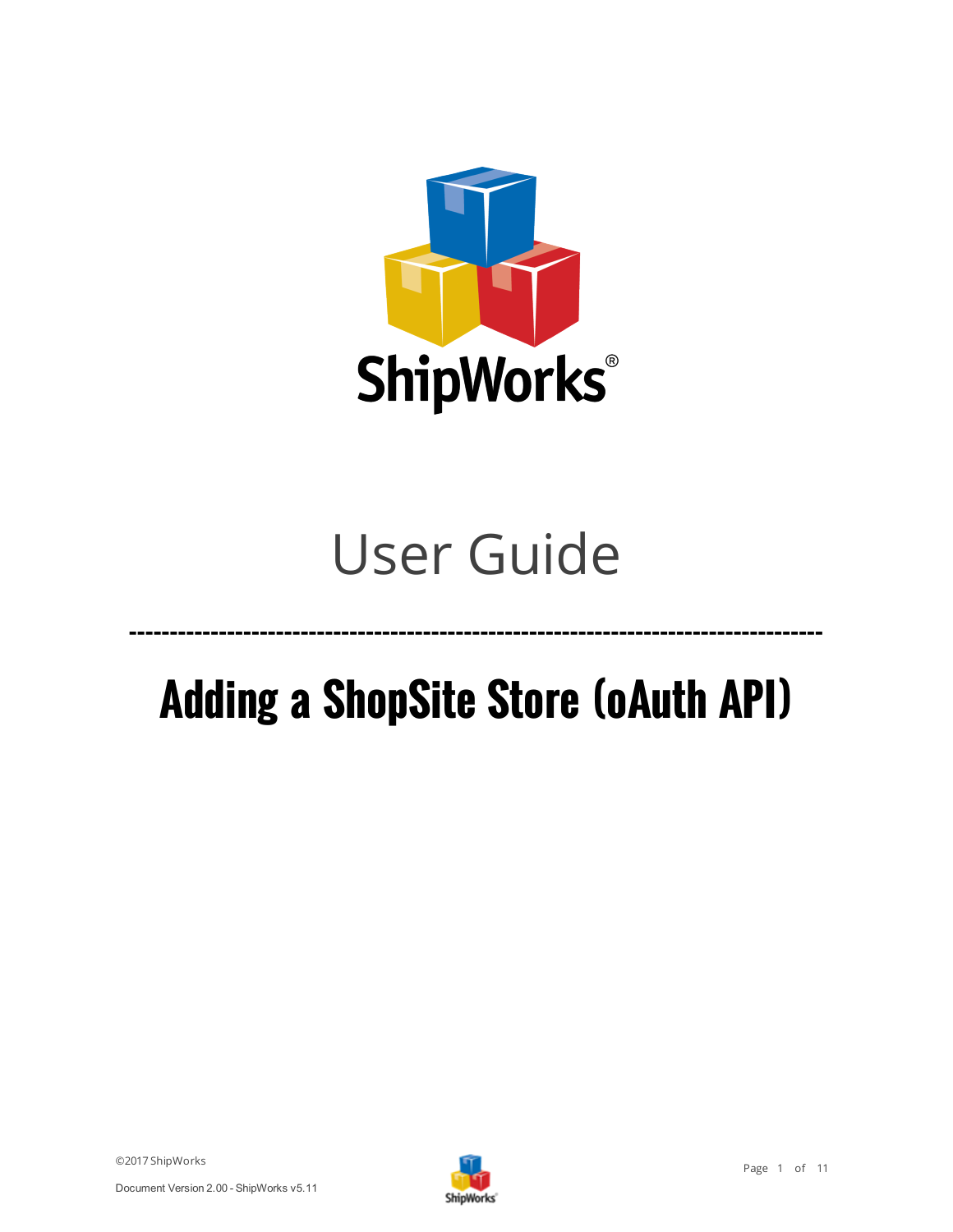ShipWorks®

# User Guide

---

# Adding a ShopSite Store (oAuth API)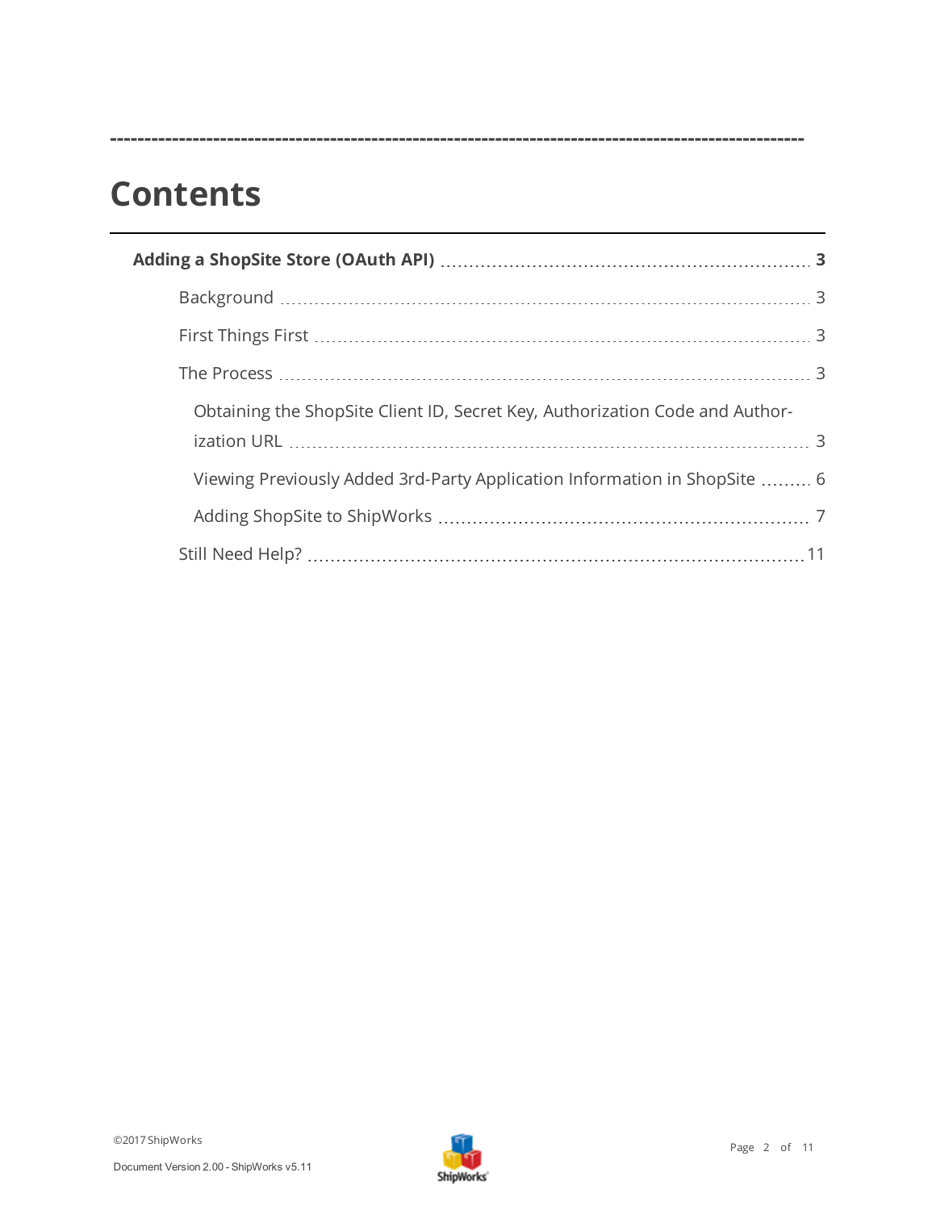# Contents

**Adding a ShopSite Store (OAuth API)** ..... **3**

- Background ..... 3
- First Things First ..... 3
- The Process ..... 3
  - Obtaining the ShopSite Client ID, Secret Key, Authorization Code and Authorization URL ..... 3
  - Viewing Previously Added 3rd-Party Application Information in ShopSite ..... 6
  - Adding ShopSite to ShipWorks ..... 7
- Still Need Help? ..... 11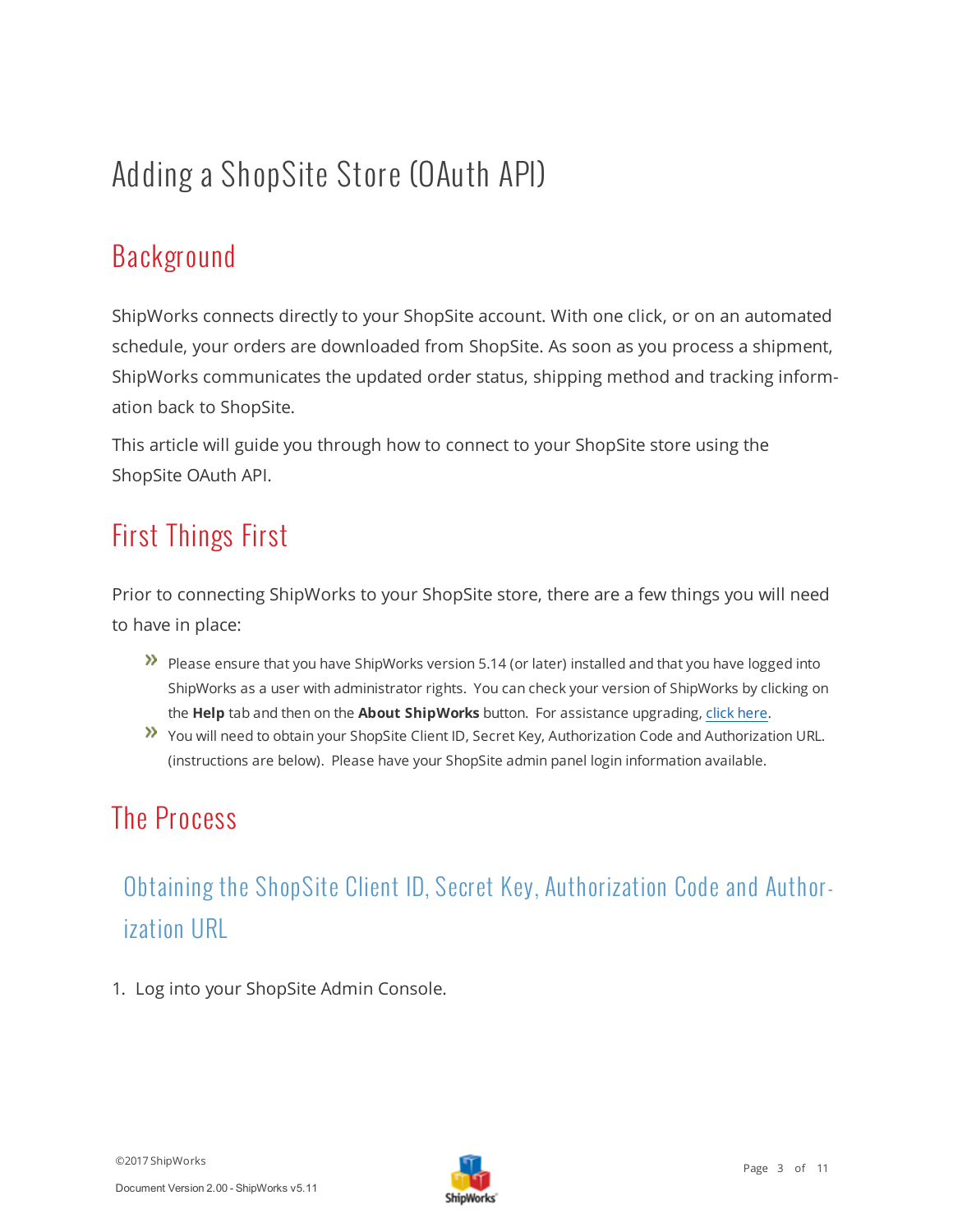# Adding a ShopSite Store (OAuth API)

## Background

ShipWorks connects directly to your ShopSite account. With one click, or on an automated schedule, your orders are downloaded from ShopSite. As soon as you process a shipment, ShipWorks communicates the updated order status, shipping method and tracking information back to ShopSite.

This article will guide you through how to connect to your ShopSite store using the ShopSite OAuth API.

## First Things First

Prior to connecting ShipWorks to your ShopSite store, there are a few things you will need to have in place:

- Please ensure that you have ShipWorks version 5.14 (or later) installed and that you have logged into ShipWorks as a user with administrator rights. You can check your version of ShipWorks by clicking on the **Help** tab and then on the **About ShipWorks** button. For assistance upgrading, click here.
- You will need to obtain your ShopSite Client ID, Secret Key, Authorization Code and Authorization URL. (instructions are below). Please have your ShopSite admin panel login information available.

## The Process

### Obtaining the ShopSite Client ID, Secret Key, Authorization Code and Authorization URL

1. Log into your ShopSite Admin Console.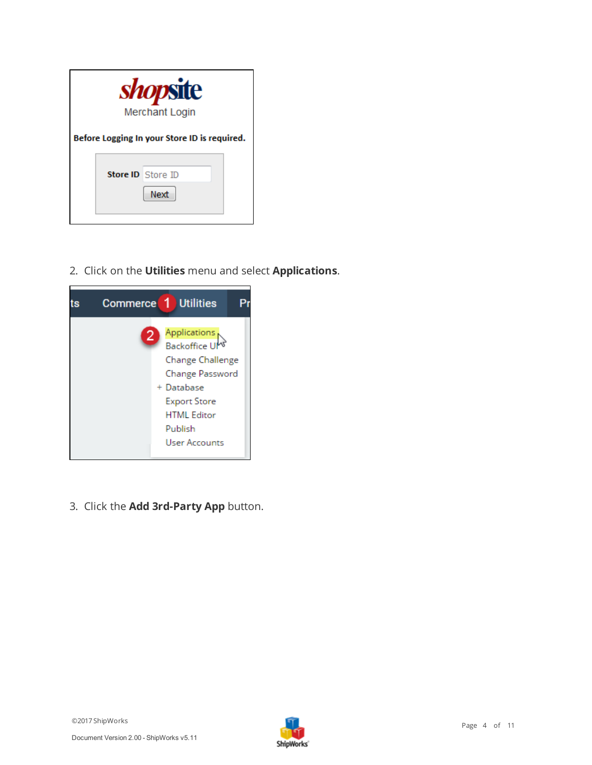2. Click on the **Utilities** menu and select **Applications**.

3. Click the **Add 3rd-Party App** button.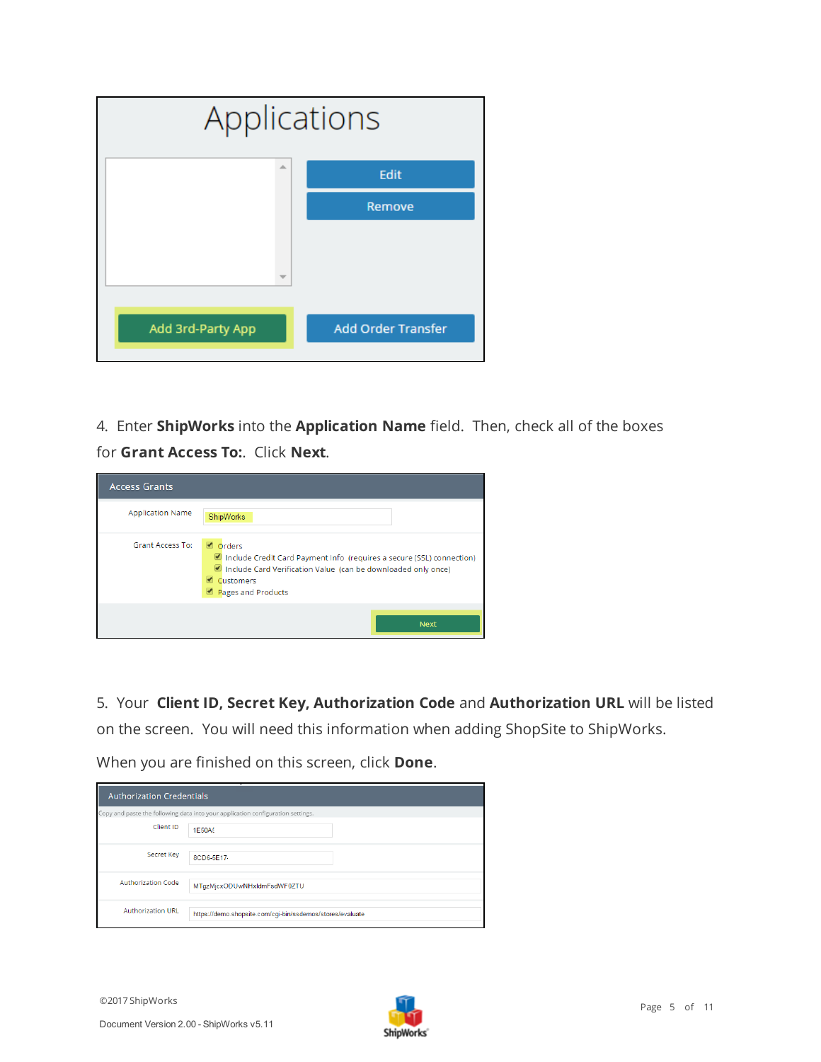4. Enter **ShipWorks** into the **Application Name** field. Then, check all of the boxes for **Grant Access To:**. Click **Next**.

5. Your **Client ID, Secret Key, Authorization Code** and **Authorization URL** will be listed on the screen. You will need this information when adding ShopSite to ShipWorks.

When you are finished on this screen, click **Done**.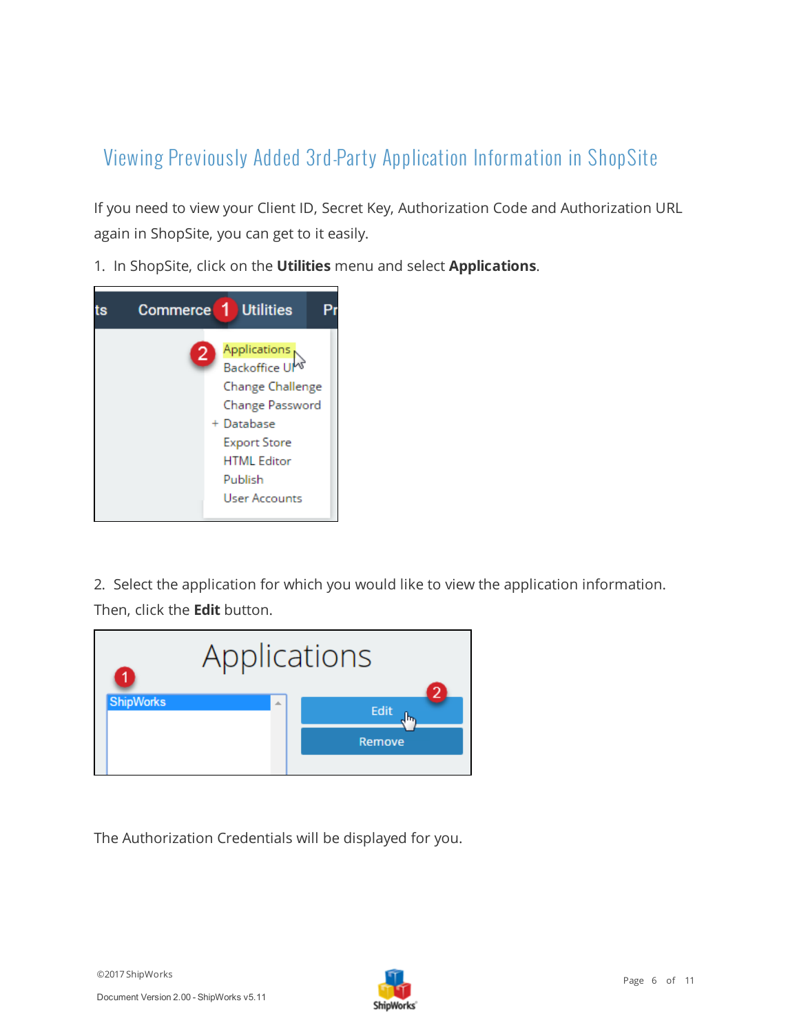## Viewing Previously Added 3rd-Party Application Information in ShopSite

If you need to view your Client ID, Secret Key, Authorization Code and Authorization URL again in ShopSite, you can get to it easily.

1. In ShopSite, click on the **Utilities** menu and select **Applications**.

2. Select the application for which you would like to view the application information. Then, click the **Edit** button.

The Authorization Credentials will be displayed for you.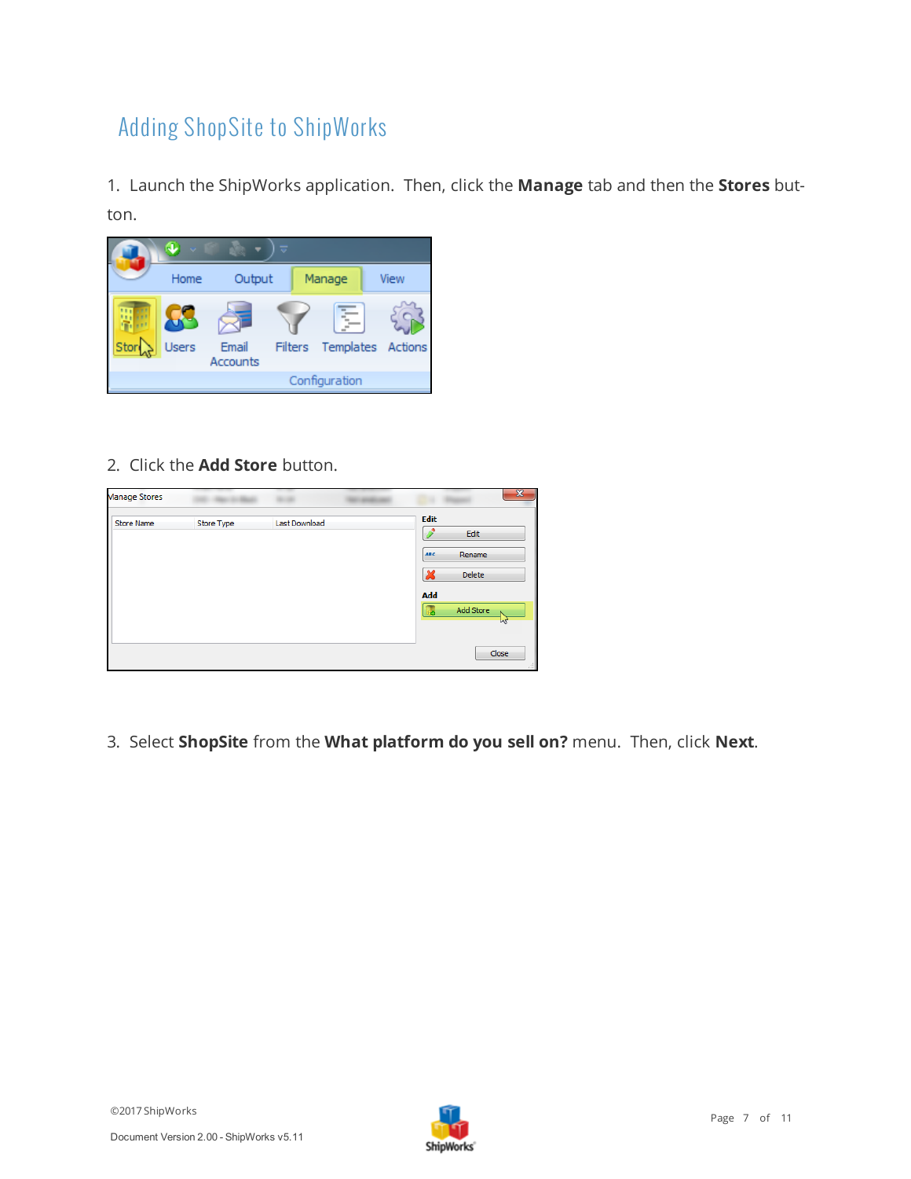# Adding ShopSite to ShipWorks

1. Launch the ShipWorks application. Then, click the **Manage** tab and then the **Stores** button.

2. Click the **Add Store** button.

3. Select **ShopSite** from the **What platform do you sell on?** menu. Then, click **Next**.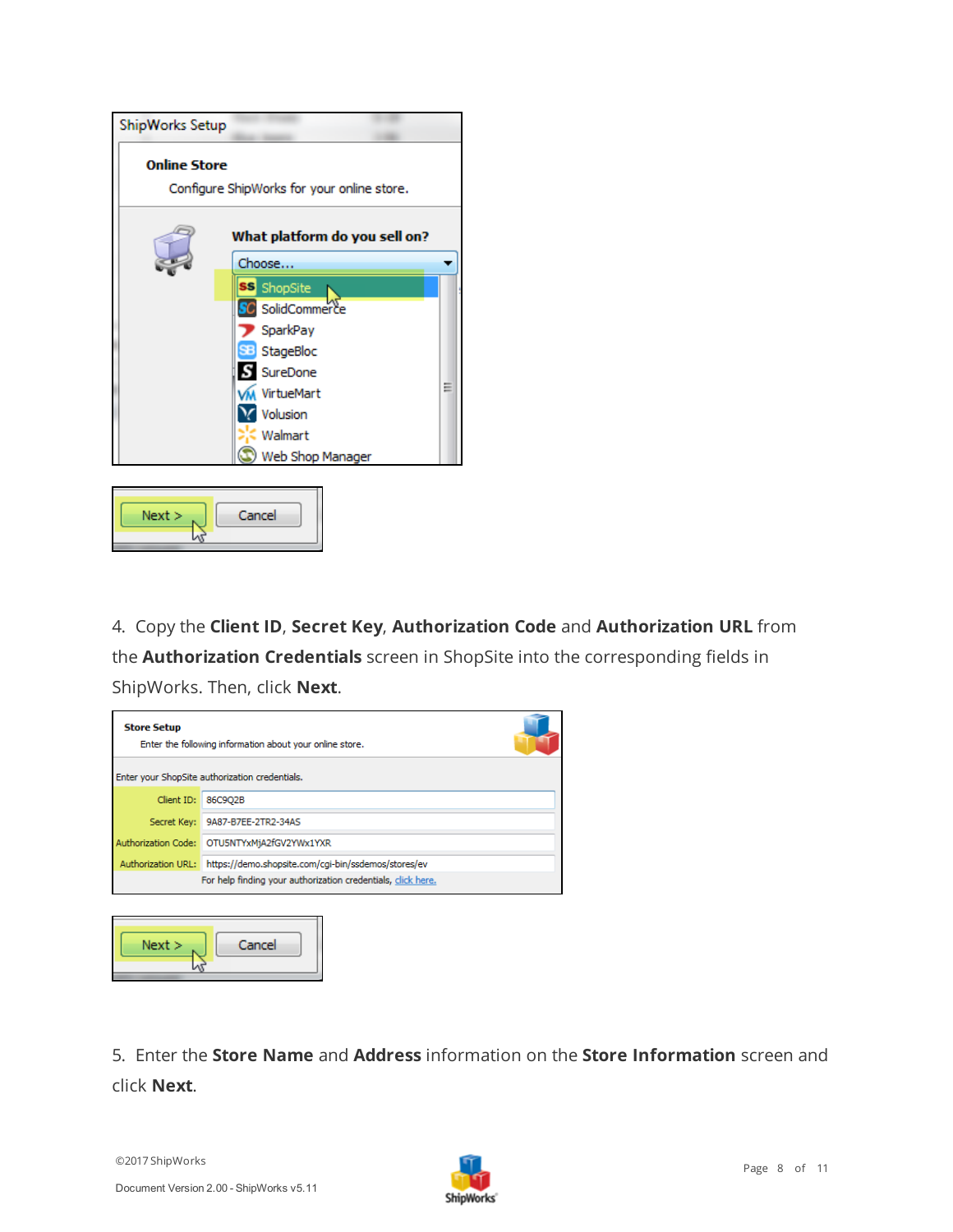4. Copy the **Client ID**, **Secret Key**, **Authorization Code** and **Authorization URL** from the **Authorization Credentials** screen in ShopSite into the corresponding fields in ShipWorks. Then, click **Next**.

5. Enter the **Store Name** and **Address** information on the **Store Information** screen and click **Next**.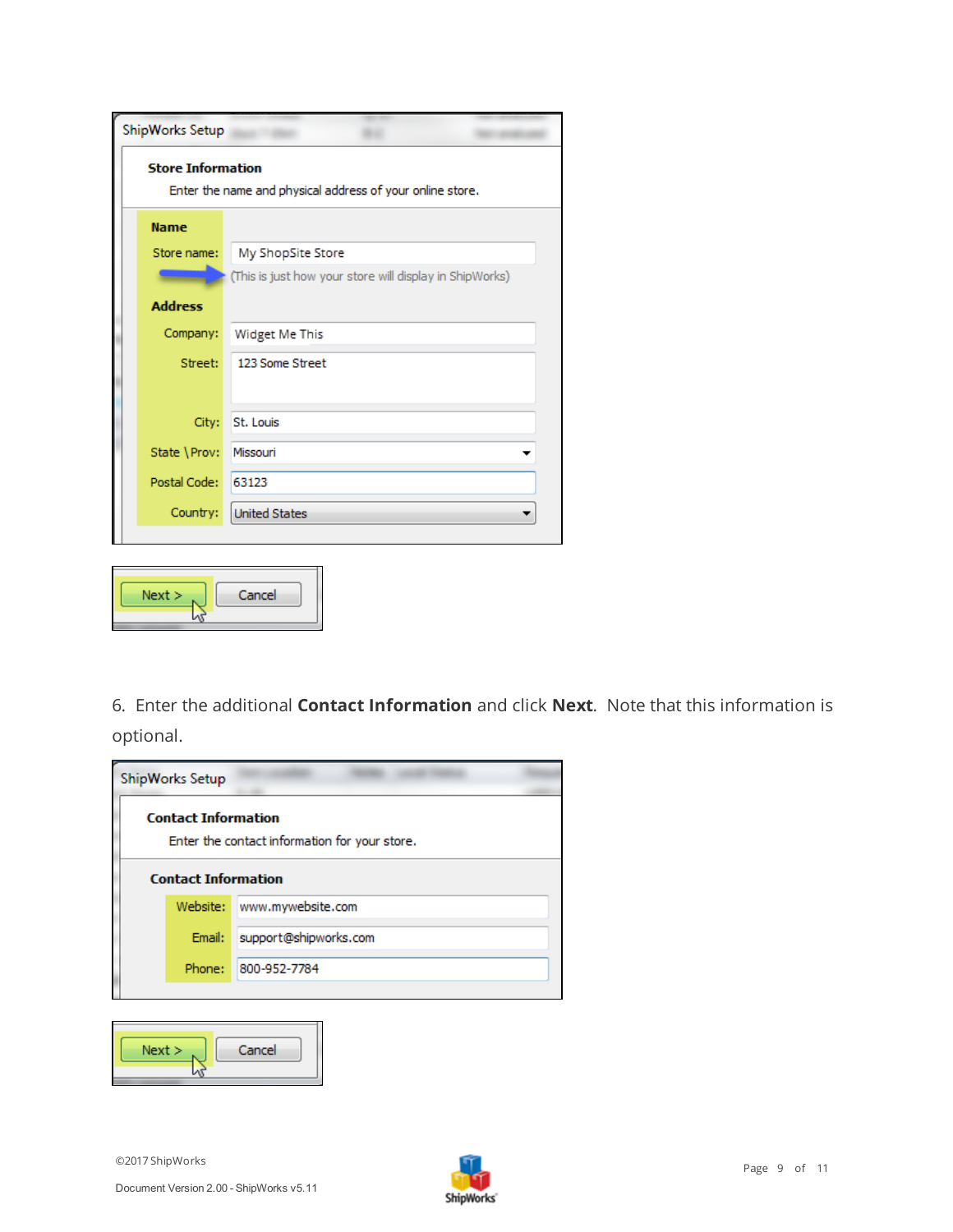ShipWorks Setup

**Store Information**

Enter the name and physical address of your online store.

**Name**

Store name: My ShopSite Store

(This is just how your store will display in ShipWorks)

**Address**

Company: Widget Me This

Street: 123 Some Street

City: St. Louis

State \ Prov: Missouri

Postal Code: 63123

Country: United States

Next > Cancel

6. Enter the additional **Contact Information** and click **Next**. Note that this information is optional.

ShipWorks Setup

**Contact Information**

Enter the contact information for your store.

**Contact Information**

Website: www.mywebsite.com

Email: support@shipworks.com

Phone: 800-952-7784

Next > Cancel

©2017 ShipWorks

Document Version 2.00 - ShipWorks v5.11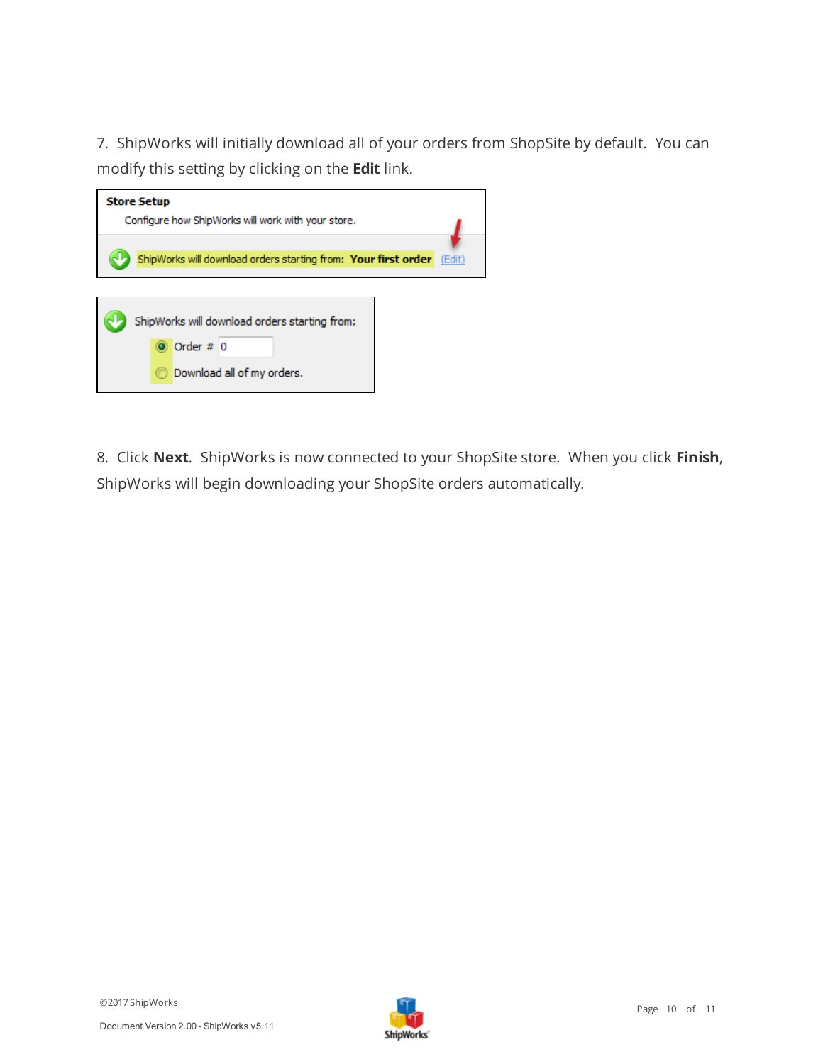7. ShipWorks will initially download all of your orders from ShopSite by default. You can modify this setting by clicking on the **Edit** link.

8. Click **Next**. ShipWorks is now connected to your ShopSite store. When you click **Finish**, ShipWorks will begin downloading your ShopSite orders automatically.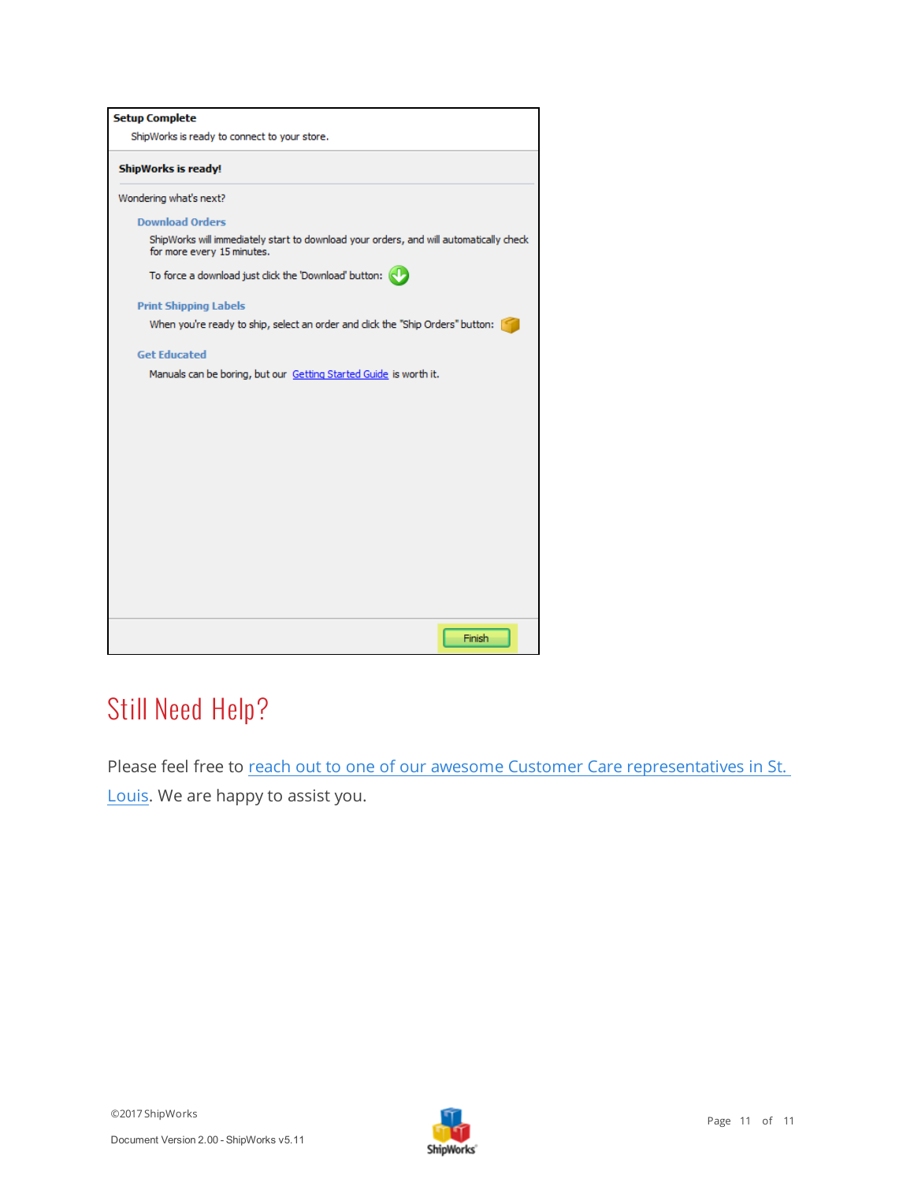**Setup Complete**

ShipWorks is ready to connect to your store.

**ShipWorks is ready!**

Wondering what's next?

**Download Orders**

ShipWorks will immediately start to download your orders, and will automatically check for more every 15 minutes.

To force a download just click the 'Download' button:

**Print Shipping Labels**

When you're ready to ship, select an order and click the "Ship Orders" button:

**Get Educated**

Manuals can be boring, but our Getting Started Guide is worth it.

Finish

# Still Need Help?

Please feel free to reach out to one of our awesome Customer Care representatives in St. Louis. We are happy to assist you.

©2017 ShipWorks

Document Version 2.00 - ShipWorks v5.11